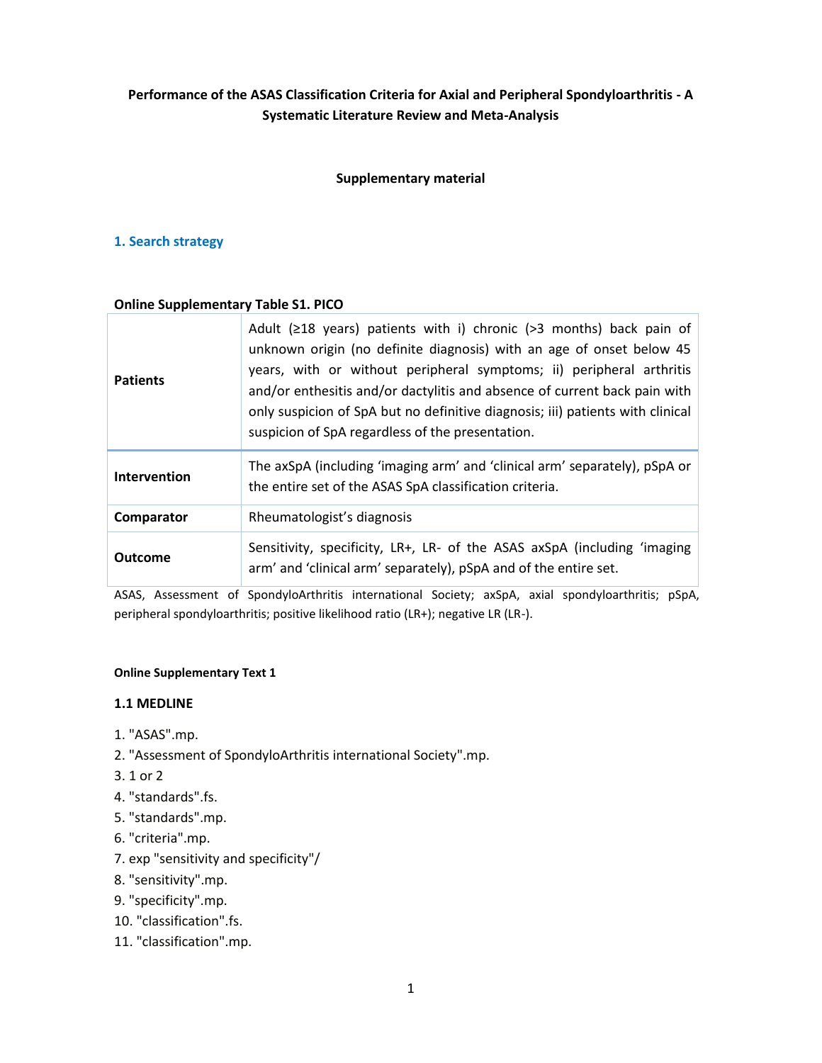**Performance of the ASAS Classification Criteria for Axial and Peripheral Spondyloarthritis - A Systematic Literature Review and Meta-Analysis**

**Supplementary material**

## 1. Search strategy

**Online Supplementary Table S1. PICO**

| | |
|---|---|
| **Patients** | Adult (≥18 years) patients with i) chronic (>3 months) back pain of unknown origin (no definite diagnosis) with an age of onset below 45 years, with or without peripheral symptoms; ii) peripheral arthritis and/or enthesitis and/or dactylitis and absence of current back pain with only suspicion of SpA but no definitive diagnosis; iii) patients with clinical suspicion of SpA regardless of the presentation. |
| **Intervention** | The axSpA (including 'imaging arm' and 'clinical arm' separately), pSpA or the entire set of the ASAS SpA classification criteria. |
| **Comparator** | Rheumatologist's diagnosis |
| **Outcome** | Sensitivity, specificity, LR+, LR- of the ASAS axSpA (including 'imaging arm' and 'clinical arm' separately), pSpA and of the entire set. |

ASAS, Assessment of SpondyloArthritis international Society; axSpA, axial spondyloarthritis; pSpA, peripheral spondyloarthritis; positive likelihood ratio (LR+); negative LR (LR-).

**Online Supplementary Text 1**

### 1.1 MEDLINE

1. "ASAS".mp.
2. "Assessment of SpondyloArthritis international Society".mp.
3. 1 or 2
4. "standards".fs.
5. "standards".mp.
6. "criteria".mp.
7. exp "sensitivity and specificity"/
8. "sensitivity".mp.
9. "specificity".mp.
10. "classification".fs.
11. "classification".mp.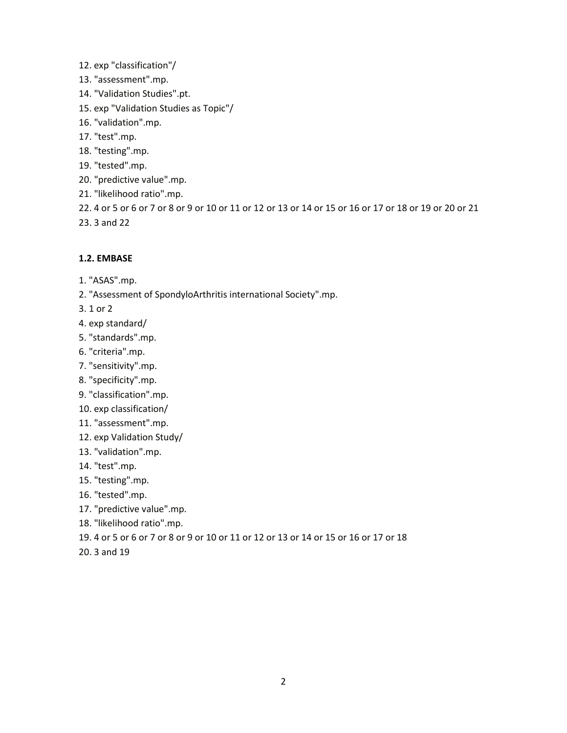12. exp "classification"/
13. "assessment".mp.
14. "Validation Studies".pt.
15. exp "Validation Studies as Topic"/
16. "validation".mp.
17. "test".mp.
18. "testing".mp.
19. "tested".mp.
20. "predictive value".mp.
21. "likelihood ratio".mp.
22. 4 or 5 or 6 or 7 or 8 or 9 or 10 or 11 or 12 or 13 or 14 or 15 or 16 or 17 or 18 or 19 or 20 or 21
23. 3 and 22

**1.2. EMBASE**

1. "ASAS".mp.
2. "Assessment of SpondyloArthritis international Society".mp.
3. 1 or 2
4. exp standard/
5. "standards".mp.
6. "criteria".mp.
7. "sensitivity".mp.
8. "specificity".mp.
9. "classification".mp.
10. exp classification/
11. "assessment".mp.
12. exp Validation Study/
13. "validation".mp.
14. "test".mp.
15. "testing".mp.
16. "tested".mp.
17. "predictive value".mp.
18. "likelihood ratio".mp.
19. 4 or 5 or 6 or 7 or 8 or 9 or 10 or 11 or 12 or 13 or 14 or 15 or 16 or 17 or 18
20. 3 and 19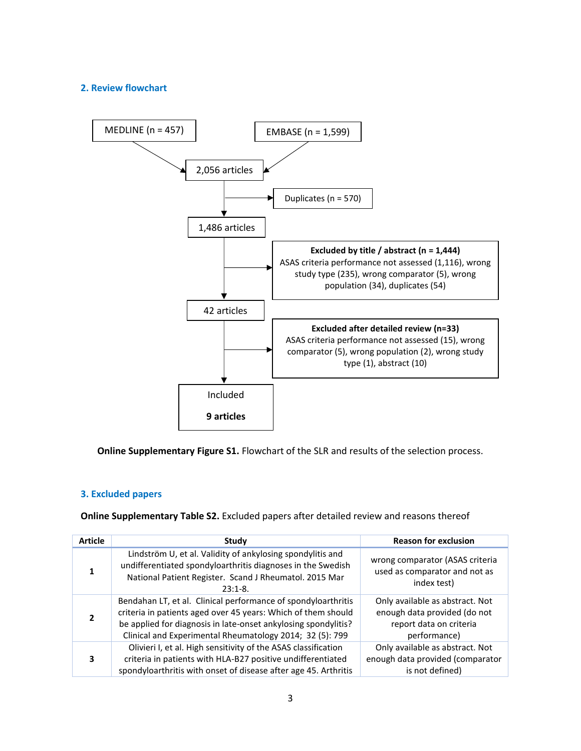## 2. Review flowchart

MEDLINE (n = 457)

EMBASE (n = 1,599)

2,056 articles

Duplicates (n = 570)

1,486 articles

**Excluded by title / abstract (n = 1,444)**
ASAS criteria performance not assessed (1,116), wrong study type (235), wrong comparator (5), wrong population (34), duplicates (54)

42 articles

**Excluded after detailed review (n=33)**
ASAS criteria performance not assessed (15), wrong comparator (5), wrong population (2), wrong study type (1), abstract (10)

Included

**9 articles**

**Online Supplementary Figure S1.** Flowchart of the SLR and results of the selection process.

## 3. Excluded papers

**Online Supplementary Table S2.** Excluded papers after detailed review and reasons thereof

| Article | Study | Reason for exclusion |
|---|---|---|
| **1** | Lindström U, et al. Validity of ankylosing spondylitis and undifferentiated spondyloarthritis diagnoses in the Swedish National Patient Register. Scand J Rheumatol. 2015 Mar 23:1-8. | wrong comparator (ASAS criteria used as comparator and not as index test) |
| **2** | Bendahan LT, et al. Clinical performance of spondyloarthritis criteria in patients aged over 45 years: Which of them should be applied for diagnosis in late-onset ankylosing spondylitis? Clinical and Experimental Rheumatology 2014; 32 (5): 799 | Only available as abstract. Not enough data provided (do not report data on criteria performance) |
| **3** | Olivieri I, et al. High sensitivity of the ASAS classification criteria in patients with HLA-B27 positive undifferentiated spondyloarthritis with onset of disease after age 45. Arthritis | Only available as abstract. Not enough data provided (comparator is not defined) |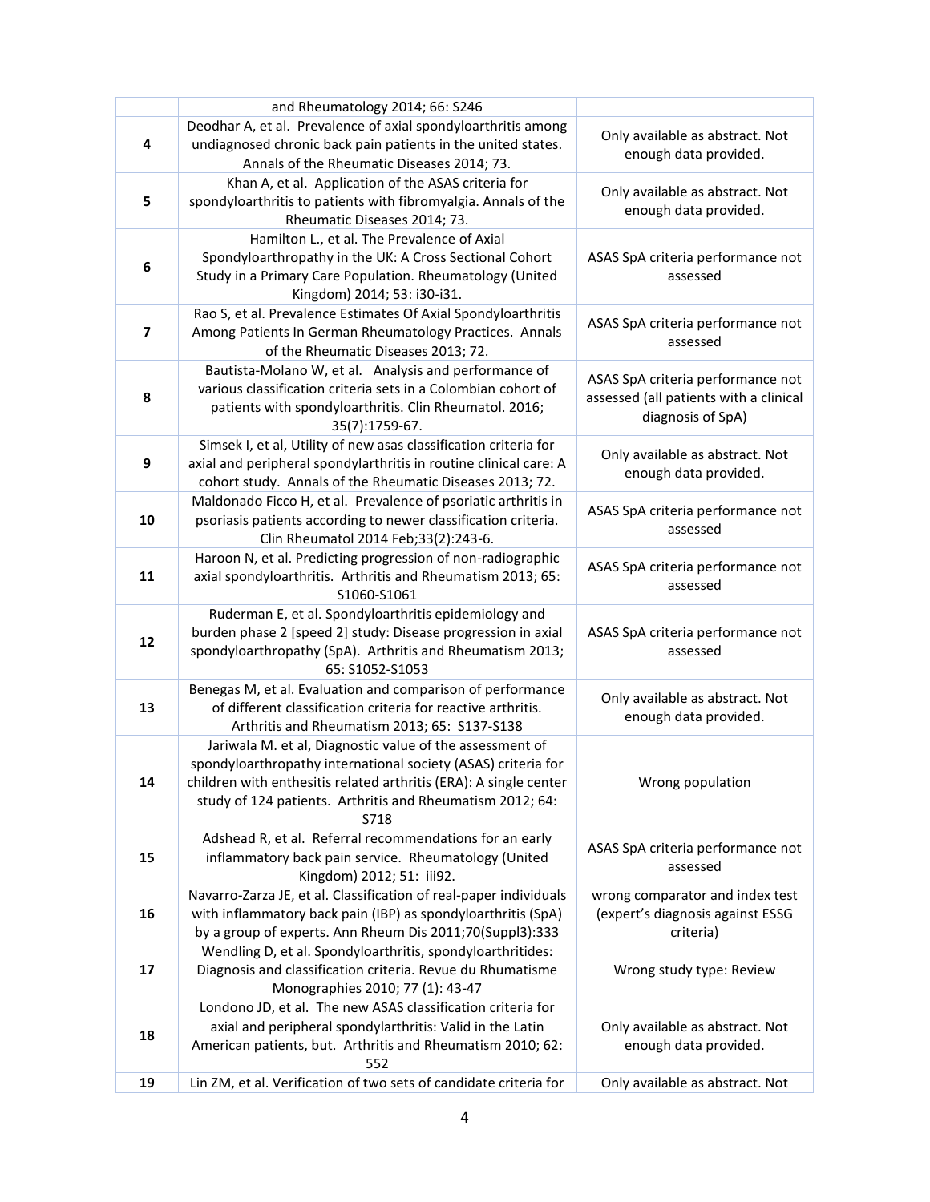| | | |
|---|---|---|
| | and Rheumatology 2014; 66: S246 | |
| 4 | Deodhar A, et al. Prevalence of axial spondyloarthritis among undiagnosed chronic back pain patients in the united states. Annals of the Rheumatic Diseases 2014; 73. | Only available as abstract. Not enough data provided. |
| 5 | Khan A, et al. Application of the ASAS criteria for spondyloarthritis to patients with fibromyalgia. Annals of the Rheumatic Diseases 2014; 73. | Only available as abstract. Not enough data provided. |
| 6 | Hamilton L., et al. The Prevalence of Axial Spondyloarthropathy in the UK: A Cross Sectional Cohort Study in a Primary Care Population. Rheumatology (United Kingdom) 2014; 53: i30-i31. | ASAS SpA criteria performance not assessed |
| 7 | Rao S, et al. Prevalence Estimates Of Axial Spondyloarthritis Among Patients In German Rheumatology Practices. Annals of the Rheumatic Diseases 2013; 72. | ASAS SpA criteria performance not assessed |
| 8 | Bautista-Molano W, et al. Analysis and performance of various classification criteria sets in a Colombian cohort of patients with spondyloarthritis. Clin Rheumatol. 2016; 35(7):1759-67. | ASAS SpA criteria performance not assessed (all patients with a clinical diagnosis of SpA) |
| 9 | Simsek I, et al, Utility of new asas classification criteria for axial and peripheral spondylarthritis in routine clinical care: A cohort study. Annals of the Rheumatic Diseases 2013; 72. | Only available as abstract. Not enough data provided. |
| 10 | Maldonado Ficco H, et al. Prevalence of psoriatic arthritis in psoriasis patients according to newer classification criteria. Clin Rheumatol 2014 Feb;33(2):243-6. | ASAS SpA criteria performance not assessed |
| 11 | Haroon N, et al. Predicting progression of non-radiographic axial spondyloarthritis. Arthritis and Rheumatism 2013; 65: S1060-S1061 | ASAS SpA criteria performance not assessed |
| 12 | Ruderman E, et al. Spondyloarthritis epidemiology and burden phase 2 [speed 2] study: Disease progression in axial spondyloarthropathy (SpA). Arthritis and Rheumatism 2013; 65: S1052-S1053 | ASAS SpA criteria performance not assessed |
| 13 | Benegas M, et al. Evaluation and comparison of performance of different classification criteria for reactive arthritis. Arthritis and Rheumatism 2013; 65: S137-S138 | Only available as abstract. Not enough data provided. |
| 14 | Jariwala M. et al, Diagnostic value of the assessment of spondyloarthropathy international society (ASAS) criteria for children with enthesitis related arthritis (ERA): A single center study of 124 patients. Arthritis and Rheumatism 2012; 64: S718 | Wrong population |
| 15 | Adshead R, et al. Referral recommendations for an early inflammatory back pain service. Rheumatology (United Kingdom) 2012; 51: iii92. | ASAS SpA criteria performance not assessed |
| 16 | Navarro-Zarza JE, et al. Classification of real-paper individuals with inflammatory back pain (IBP) as spondyloarthritis (SpA) by a group of experts. Ann Rheum Dis 2011;70(Suppl3):333 | wrong comparator and index test (expert's diagnosis against ESSG criteria) |
| 17 | Wendling D, et al. Spondyloarthritis, spondyloarthritides: Diagnosis and classification criteria. Revue du Rhumatisme Monographies 2010; 77 (1): 43-47 | Wrong study type: Review |
| 18 | Londono JD, et al. The new ASAS classification criteria for axial and peripheral spondylarthritis: Valid in the Latin American patients, but. Arthritis and Rheumatism 2010; 62: 552 | Only available as abstract. Not enough data provided. |
| 19 | Lin ZM, et al. Verification of two sets of candidate criteria for | Only available as abstract. Not |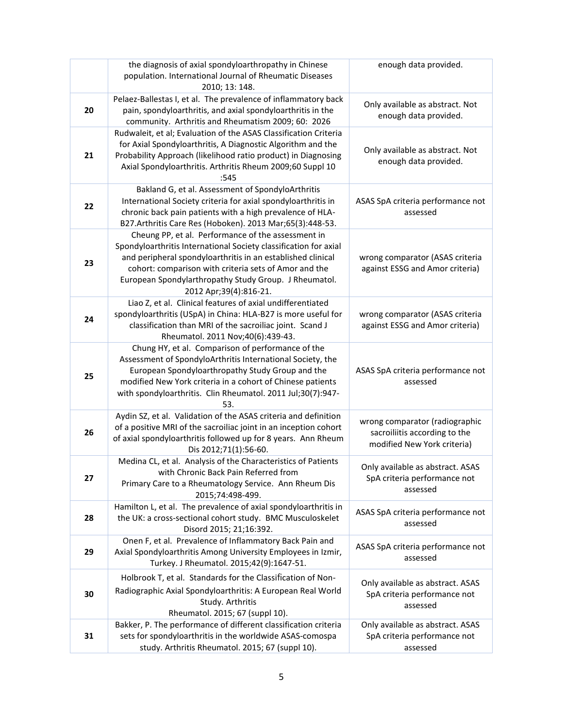| | | |
|---|---|---|
| | the diagnosis of axial spondyloarthropathy in Chinese population. International Journal of Rheumatic Diseases 2010; 13: 148. | enough data provided. |
| 20 | Pelaez-Ballestas I, et al. The prevalence of inflammatory back pain, spondyloarthritis, and axial spondyloarthritis in the community. Arthritis and Rheumatism 2009; 60: 2026 | Only available as abstract. Not enough data provided. |
| 21 | Rudwaleit, et al; Evaluation of the ASAS Classification Criteria for Axial Spondyloarthritis, A Diagnostic Algorithm and the Probability Approach (likelihood ratio product) in Diagnosing Axial Spondyloarthritis. Arthritis Rheum 2009;60 Suppl 10 :545 | Only available as abstract. Not enough data provided. |
| 22 | Bakland G, et al. Assessment of SpondyloArthritis International Society criteria for axial spondyloarthritis in chronic back pain patients with a high prevalence of HLA-B27.Arthritis Care Res (Hoboken). 2013 Mar;65(3):448-53. | ASAS SpA criteria performance not assessed |
| 23 | Cheung PP, et al. Performance of the assessment in Spondyloarthritis International Society classification for axial and peripheral spondyloarthritis in an established clinical cohort: comparison with criteria sets of Amor and the European Spondylarthropathy Study Group. J Rheumatol. 2012 Apr;39(4):816-21. | wrong comparator (ASAS criteria against ESSG and Amor criteria) |
| 24 | Liao Z, et al. Clinical features of axial undifferentiated spondyloarthritis (USpA) in China: HLA-B27 is more useful for classification than MRI of the sacroiliac joint. Scand J Rheumatol. 2011 Nov;40(6):439-43. | wrong comparator (ASAS criteria against ESSG and Amor criteria) |
| 25 | Chung HY, et al. Comparison of performance of the Assessment of SpondyloArthritis International Society, the European Spondyloarthropathy Study Group and the modified New York criteria in a cohort of Chinese patients with spondyloarthritis. Clin Rheumatol. 2011 Jul;30(7):947-53. | ASAS SpA criteria performance not assessed |
| 26 | Aydin SZ, et al. Validation of the ASAS criteria and definition of a positive MRI of the sacroiliac joint in an inception cohort of axial spondyloarthritis followed up for 8 years. Ann Rheum Dis 2012;71(1):56-60. | wrong comparator (radiographic sacroiliitis according to the modified New York criteria) |
| 27 | Medina CL, et al. Analysis of the Characteristics of Patients with Chronic Back Pain Referred from Primary Care to a Rheumatology Service. Ann Rheum Dis 2015;74:498-499. | Only available as abstract. ASAS SpA criteria performance not assessed |
| 28 | Hamilton L, et al. The prevalence of axial spondyloarthritis in the UK: a cross-sectional cohort study. BMC Musculoskelet Disord 2015; 21;16:392. | ASAS SpA criteria performance not assessed |
| 29 | Onen F, et al. Prevalence of Inflammatory Back Pain and Axial Spondyloarthritis Among University Employees in Izmir, Turkey. J Rheumatol. 2015;42(9):1647-51. | ASAS SpA criteria performance not assessed |
| 30 | Holbrook T, et al. Standards for the Classification of Non-Radiographic Axial Spondyloarthritis: A European Real World Study. Arthritis Rheumatol. 2015; 67 (suppl 10). | Only available as abstract. ASAS SpA criteria performance not assessed |
| 31 | Bakker, P. The performance of different classification criteria sets for spondyloarthritis in the worldwide ASAS-comospa study. Arthritis Rheumatol. 2015; 67 (suppl 10). | Only available as abstract. ASAS SpA criteria performance not assessed |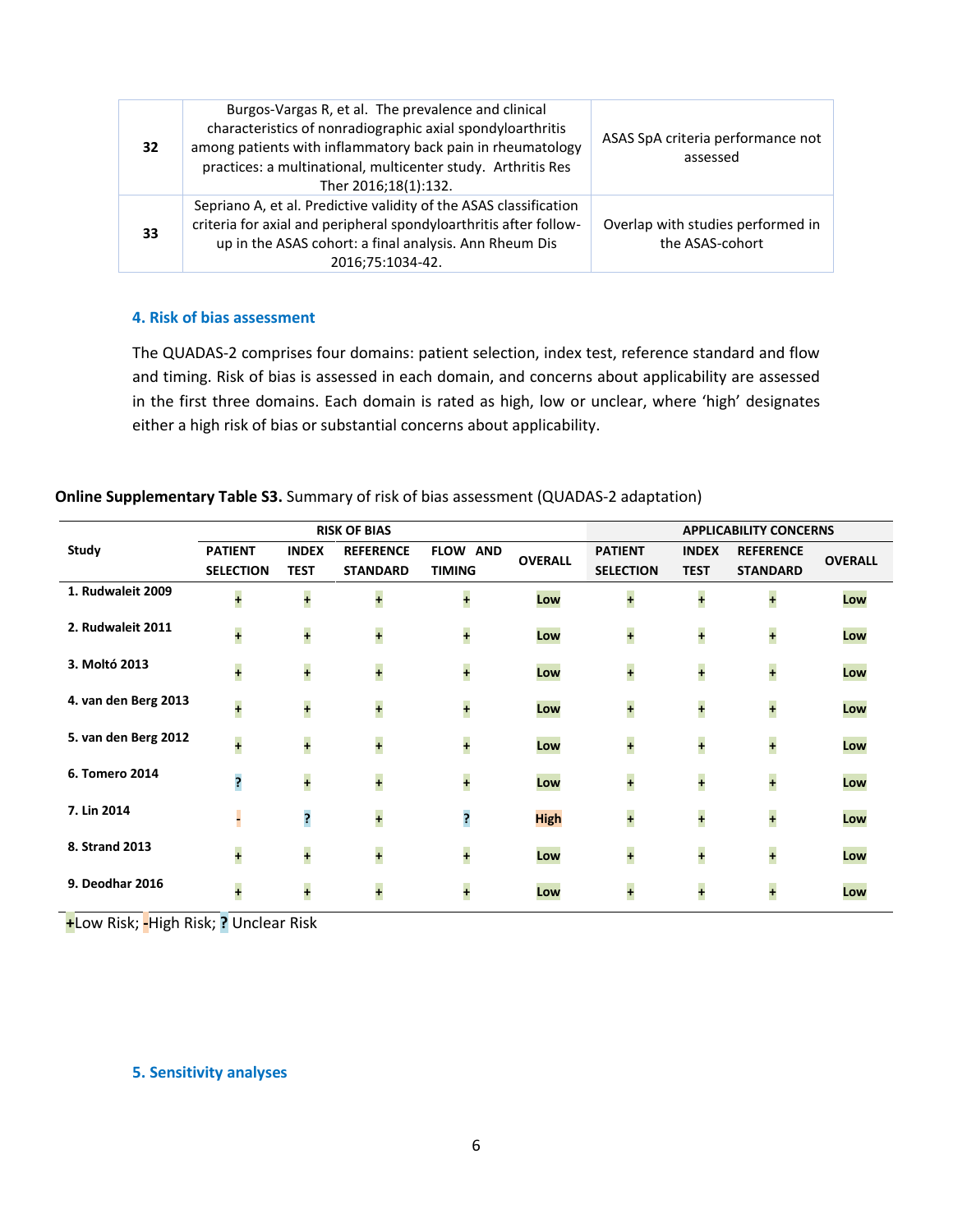| 32 | Burgos-Vargas R, et al. The prevalence and clinical characteristics of nonradiographic axial spondyloarthritis among patients with inflammatory back pain in rheumatology practices: a multinational, multicenter study. Arthritis Res Ther 2016;18(1):132. | ASAS SpA criteria performance not assessed |
|---|---|---|
| 33 | Sepriano A, et al. Predictive validity of the ASAS classification criteria for axial and peripheral spondyloarthritis after follow-up in the ASAS cohort: a final analysis. Ann Rheum Dis 2016;75:1034-42. | Overlap with studies performed in the ASAS-cohort |

### 4. Risk of bias assessment

The QUADAS-2 comprises four domains: patient selection, index test, reference standard and flow and timing. Risk of bias is assessed in each domain, and concerns about applicability are assessed in the first three domains. Each domain is rated as high, low or unclear, where 'high' designates either a high risk of bias or substantial concerns about applicability.

**Online Supplementary Table S3.** Summary of risk of bias assessment (QUADAS-2 adaptation)

| Study | RISK OF BIAS | | | | | APPLICABILITY CONCERNS | | | |
|---|---|---|---|---|---|---|---|---|---|
| | PATIENT SELECTION | INDEX TEST | REFERENCE STANDARD | FLOW AND TIMING | OVERALL | PATIENT SELECTION | INDEX TEST | REFERENCE STANDARD | OVERALL |
| 1. Rudwaleit 2009 | + | + | + | + | Low | + | + | + | Low |
| 2. Rudwaleit 2011 | + | + | + | + | Low | + | + | + | Low |
| 3. Moltó 2013 | + | + | + | + | Low | + | + | + | Low |
| 4. van den Berg 2013 | + | + | + | + | Low | + | + | + | Low |
| 5. van den Berg 2012 | + | + | + | + | Low | + | + | + | Low |
| 6. Tomero 2014 | ? | + | + | + | Low | + | + | + | Low |
| 7. Lin 2014 | - | ? | + | ? | High | + | + | + | Low |
| 8. Strand 2013 | + | + | + | + | Low | + | + | + | Low |
| 9. Deodhar 2016 | + | + | + | + | Low | + | + | + | Low |

+Low Risk; -High Risk; ? Unclear Risk

### 5. Sensitivity analyses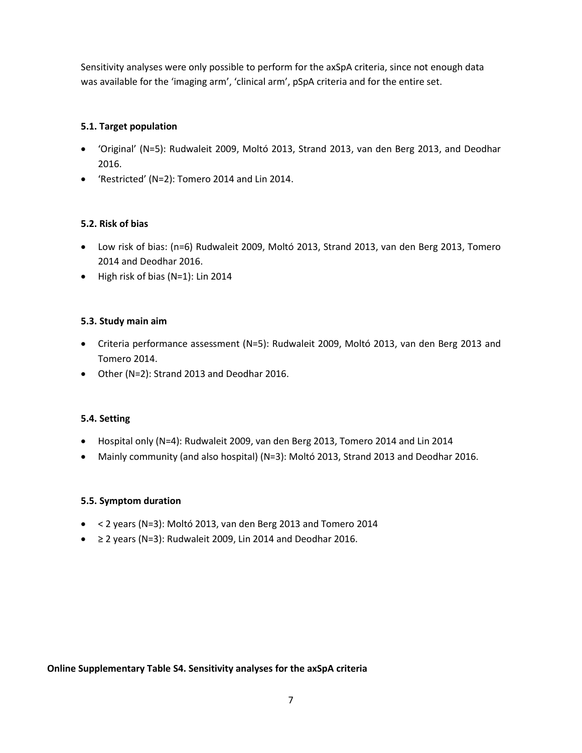Sensitivity analyses were only possible to perform for the axSpA criteria, since not enough data was available for the 'imaging arm', 'clinical arm', pSpA criteria and for the entire set.

### 5.1. Target population

- 'Original' (N=5): Rudwaleit 2009, Moltó 2013, Strand 2013, van den Berg 2013, and Deodhar 2016.
- 'Restricted' (N=2): Tomero 2014 and Lin 2014.

### 5.2. Risk of bias

- Low risk of bias: (n=6) Rudwaleit 2009, Moltó 2013, Strand 2013, van den Berg 2013, Tomero 2014 and Deodhar 2016.
- High risk of bias (N=1): Lin 2014

### 5.3. Study main aim

- Criteria performance assessment (N=5): Rudwaleit 2009, Moltó 2013, van den Berg 2013 and Tomero 2014.
- Other (N=2): Strand 2013 and Deodhar 2016.

### 5.4. Setting

- Hospital only (N=4): Rudwaleit 2009, van den Berg 2013, Tomero 2014 and Lin 2014
- Mainly community (and also hospital) (N=3): Moltó 2013, Strand 2013 and Deodhar 2016.

### 5.5. Symptom duration

- < 2 years (N=3): Moltó 2013, van den Berg 2013 and Tomero 2014
- ≥ 2 years (N=3): Rudwaleit 2009, Lin 2014 and Deodhar 2016.

**Online Supplementary Table S4. Sensitivity analyses for the axSpA criteria**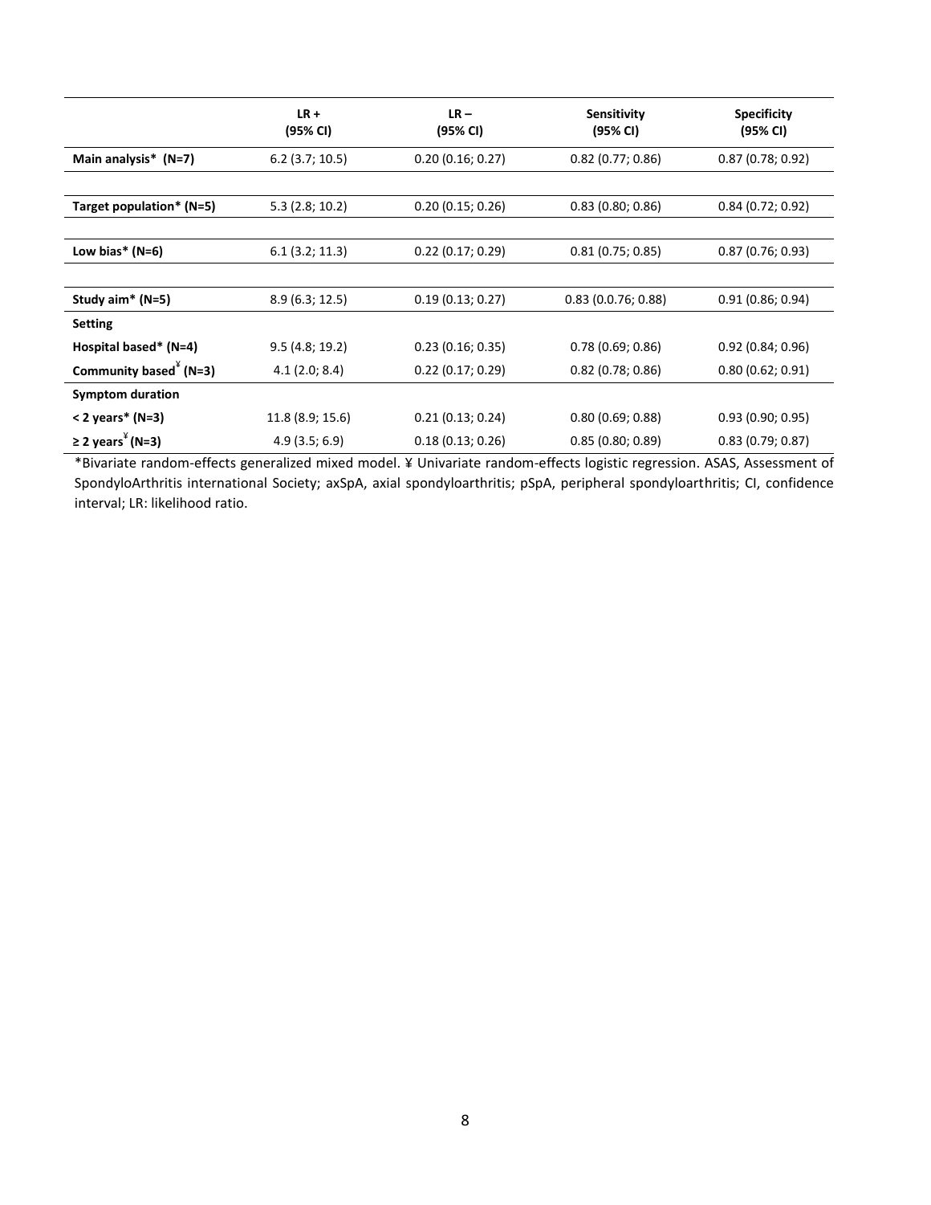| | LR + (95% CI) | LR – (95% CI) | Sensitivity (95% CI) | Specificity (95% CI) |
|---|---|---|---|---|
| **Main analysis* (N=7)** | 6.2 (3.7; 10.5) | 0.20 (0.16; 0.27) | 0.82 (0.77; 0.86) | 0.87 (0.78; 0.92) |
| **Target population* (N=5)** | 5.3 (2.8; 10.2) | 0.20 (0.15; 0.26) | 0.83 (0.80; 0.86) | 0.84 (0.72; 0.92) |
| **Low bias* (N=6)** | 6.1 (3.2; 11.3) | 0.22 (0.17; 0.29) | 0.81 (0.75; 0.85) | 0.87 (0.76; 0.93) |
| **Study aim* (N=5)** | 8.9 (6.3; 12.5) | 0.19 (0.13; 0.27) | 0.83 (0.0.76; 0.88) | 0.91 (0.86; 0.94) |
| **Setting** | | | | |
| **Hospital based* (N=4)** | 9.5 (4.8; 19.2) | 0.23 (0.16; 0.35) | 0.78 (0.69; 0.86) | 0.92 (0.84; 0.96) |
| **Community based¥ (N=3)** | 4.1 (2.0; 8.4) | 0.22 (0.17; 0.29) | 0.82 (0.78; 0.86) | 0.80 (0.62; 0.91) |
| **Symptom duration** | | | | |
| **< 2 years* (N=3)** | 11.8 (8.9; 15.6) | 0.21 (0.13; 0.24) | 0.80 (0.69; 0.88) | 0.93 (0.90; 0.95) |
| **≥ 2 years¥ (N=3)** | 4.9 (3.5; 6.9) | 0.18 (0.13; 0.26) | 0.85 (0.80; 0.89) | 0.83 (0.79; 0.87) |

*Bivariate random-effects generalized mixed model. ¥ Univariate random-effects logistic regression. ASAS, Assessment of SpondyloArthritis international Society; axSpA, axial spondyloarthritis; pSpA, peripheral spondyloarthritis; CI, confidence interval; LR: likelihood ratio.